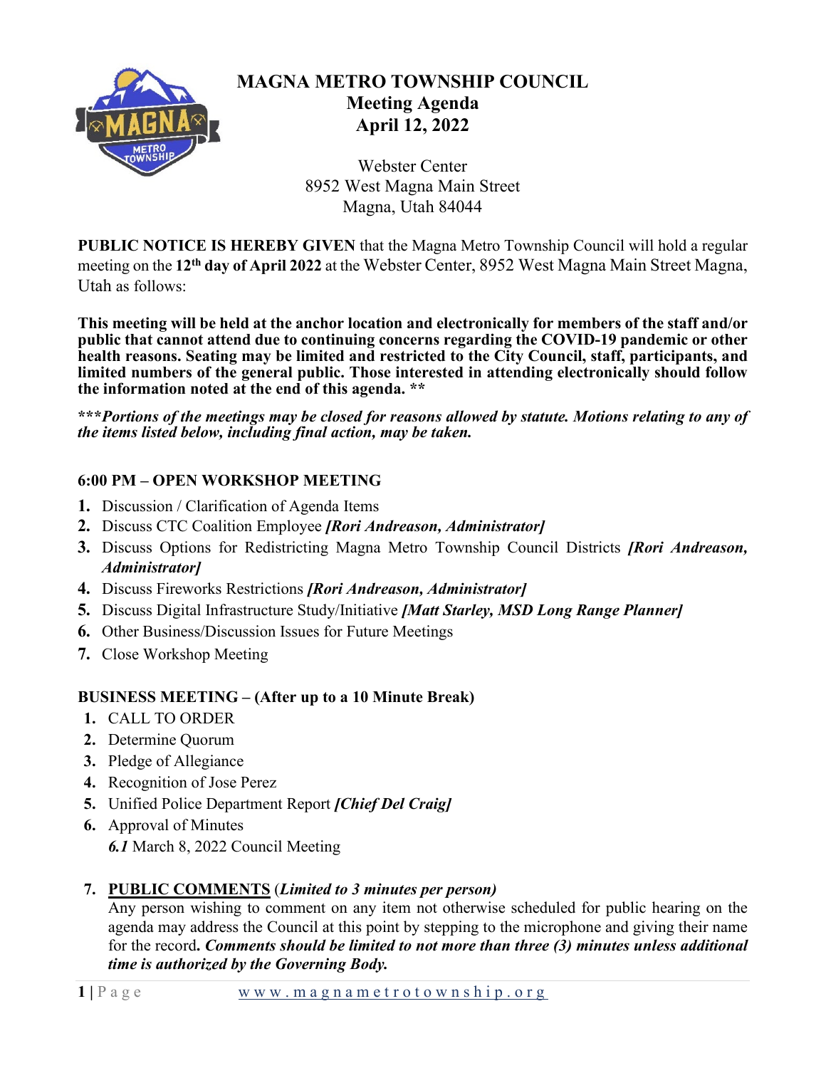# MAGNA METRO TOWNSHIP COUNCIL
## Meeting Agenda
## April 12, 2022

Webster Center
8952 West Magna Main Street
Magna, Utah 84044

**PUBLIC NOTICE IS HEREBY GIVEN** that the Magna Metro Township Council will hold a regular meeting on the **12th day of April 2022** at the Webster Center, 8952 West Magna Main Street Magna, Utah as follows:

**This meeting will be held at the anchor location and electronically for members of the staff and/or public that cannot attend due to continuing concerns regarding the COVID-19 pandemic or other health reasons. Seating may be limited and restricted to the City Council, staff, participants, and limited numbers of the general public. Those interested in attending electronically should follow the information noted at the end of this agenda. ****

***\*\*\*Portions of the meetings may be closed for reasons allowed by statute. Motions relating to any of the items listed below, including final action, may be taken.***

### 6:00 PM – OPEN WORKSHOP MEETING

1. Discussion / Clarification of Agenda Items
2. Discuss CTC Coalition Employee ***[Rori Andreason, Administrator]***
3. Discuss Options for Redistricting Magna Metro Township Council Districts ***[Rori Andreason, Administrator]***
4. Discuss Fireworks Restrictions ***[Rori Andreason, Administrator]***
5. Discuss Digital Infrastructure Study/Initiative ***[Matt Starley, MSD Long Range Planner]***
6. Other Business/Discussion Issues for Future Meetings
7. Close Workshop Meeting

### BUSINESS MEETING – (After up to a 10 Minute Break)

1. CALL TO ORDER
2. Determine Quorum
3. Pledge of Allegiance
4. Recognition of Jose Perez
5. Unified Police Department Report ***[Chief Del Craig]***
6. Approval of Minutes
   ***6.1*** March 8, 2022 Council Meeting

7. **PUBLIC COMMENTS** (***Limited to 3 minutes per person)***
   Any person wishing to comment on any item not otherwise scheduled for public hearing on the agenda may address the Council at this point by stepping to the microphone and giving their name for the record**. *Comments should be limited to not more than three (3) minutes unless additional time is authorized by the Governing Body.***

www.magnametrotownship.org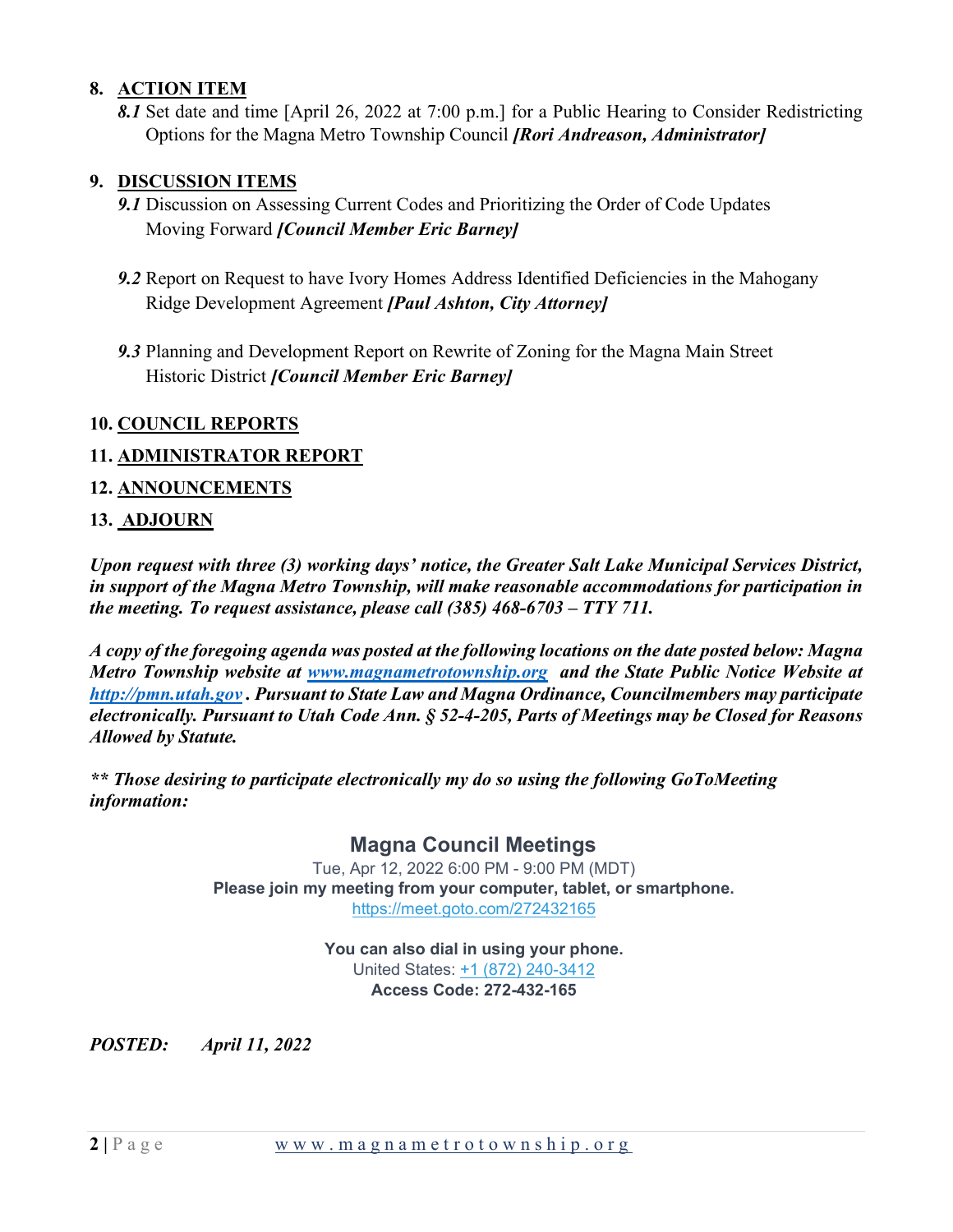8. **ACTION ITEM**

   *8.1* Set date and time [April 26, 2022 at 7:00 p.m.] for a Public Hearing to Consider Redistricting Options for the Magna Metro Township Council ***[Rori Andreason, Administrator]***

9. **DISCUSSION ITEMS**

   *9.1* Discussion on Assessing Current Codes and Prioritizing the Order of Code Updates Moving Forward ***[Council Member Eric Barney]***

   *9.2* Report on Request to have Ivory Homes Address Identified Deficiencies in the Mahogany Ridge Development Agreement ***[Paul Ashton, City Attorney]***

   *9.3* Planning and Development Report on Rewrite of Zoning for the Magna Main Street Historic District ***[Council Member Eric Barney]***

10. **COUNCIL REPORTS**

11. **ADMINISTRATOR REPORT**

12. **ANNOUNCEMENTS**

13. **ADJOURN**

***Upon request with three (3) working days' notice, the Greater Salt Lake Municipal Services District, in support of the Magna Metro Township, will make reasonable accommodations for participation in the meeting. To request assistance, please call (385) 468-6703 – TTY 711.***

***A copy of the foregoing agenda was posted at the following locations on the date posted below: Magna Metro Township website at [www.magnametrotownship.org](http://www.magnametrotownship.org) and the State Public Notice Website at [http://pmn.utah.gov](http://pmn.utah.gov). Pursuant to State Law and Magna Ordinance, Councilmembers may participate electronically. Pursuant to Utah Code Ann. § 52-4-205, Parts of Meetings may be Closed for Reasons Allowed by Statute.***

***** Those desiring to participate electronically my do so using the following GoToMeeting information:***

## Magna Council Meetings

Tue, Apr 12, 2022 6:00 PM - 9:00 PM (MDT)

**Please join my meeting from your computer, tablet, or smartphone.**

[https://meet.goto.com/272432165](https://meet.goto.com/272432165)

**You can also dial in using your phone.**

United States: +1 (872) 240-3412

**Access Code: 272-432-165**

***POSTED: April 11, 2022***